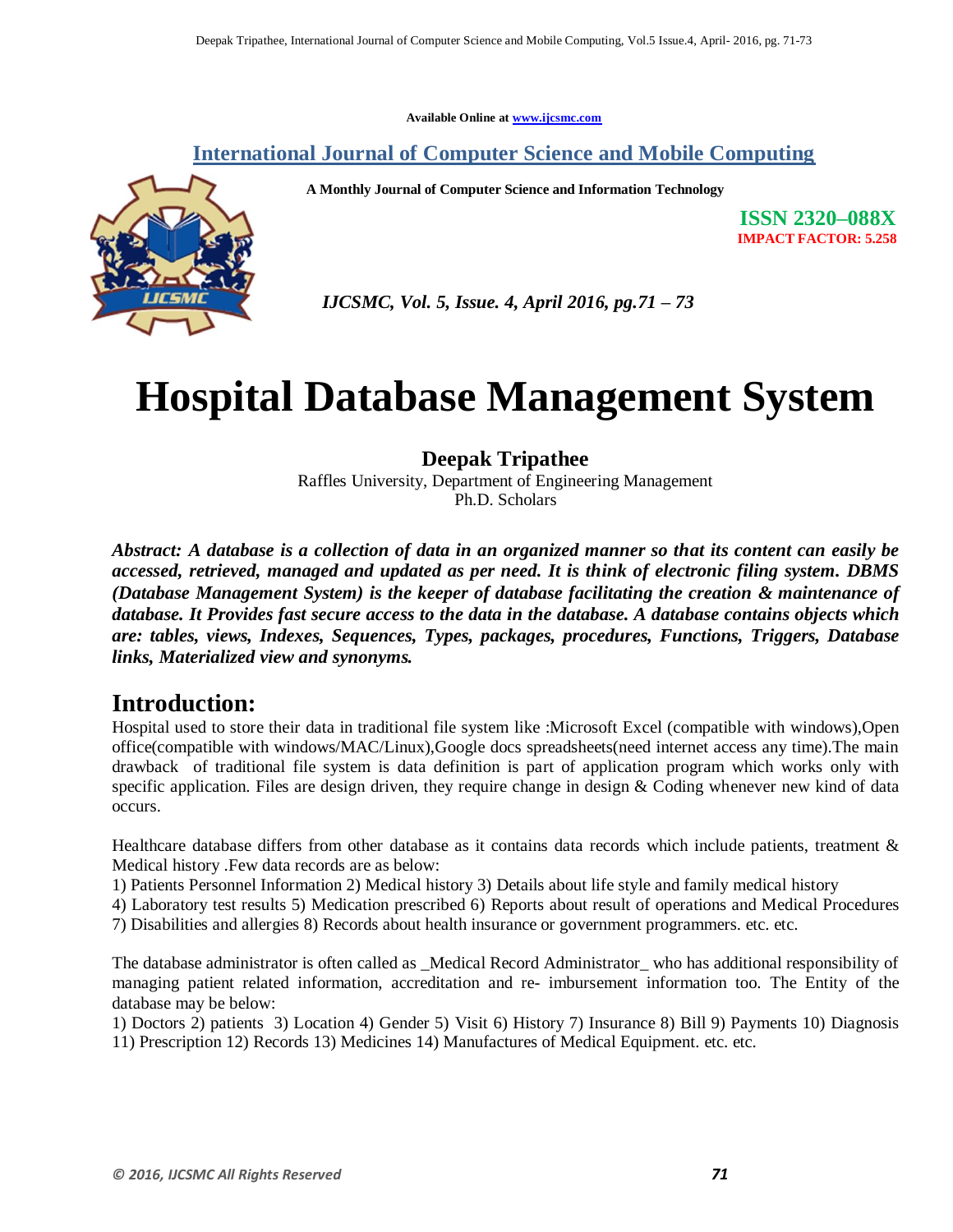Available Online at www.ijcsmc.com

**International Journal of Computer Science and Mobile Computing**

**A Monthly Journal of Computer Science and Information Technology**

**ISSN 2320–088X**
**IMPACT FACTOR: 5.258**

*IJCSMC, Vol. 5, Issue. 4, April 2016, pg.71 – 73*

# Hospital Database Management System

**Deepak Tripathee**
Raffles University, Department of Engineering Management
Ph.D. Scholars

***Abstract: A database is a collection of data in an organized manner so that its content can easily be accessed, retrieved, managed and updated as per need. It is think of electronic filing system. DBMS (Database Management System) is the keeper of database facilitating the creation & maintenance of database. It Provides fast secure access to the data in the database. A database contains objects which are: tables, views, Indexes, Sequences, Types, packages, procedures, Functions, Triggers, Database links, Materialized view and synonyms.***

## Introduction:

Hospital used to store their data in traditional file system like :Microsoft Excel (compatible with windows),Open office(compatible with windows/MAC/Linux),Google docs spreadsheets(need internet access any time).The main drawback of traditional file system is data definition is part of application program which works only with specific application. Files are design driven, they require change in design & Coding whenever new kind of data occurs.

Healthcare database differs from other database as it contains data records which include patients, treatment & Medical history .Few data records are as below:
1) Patients Personnel Information 2) Medical history 3) Details about life style and family medical history
4) Laboratory test results 5) Medication prescribed 6) Reports about result of operations and Medical Procedures
7) Disabilities and allergies 8) Records about health insurance or government programmers. etc. etc.

The database administrator is often called as _Medical Record Administrator_ who has additional responsibility of managing patient related information, accreditation and re- imbursement information too. The Entity of the database may be below:
1) Doctors 2) patients 3) Location 4) Gender 5) Visit 6) History 7) Insurance 8) Bill 9) Payments 10) Diagnosis
11) Prescription 12) Records 13) Medicines 14) Manufactures of Medical Equipment. etc. etc.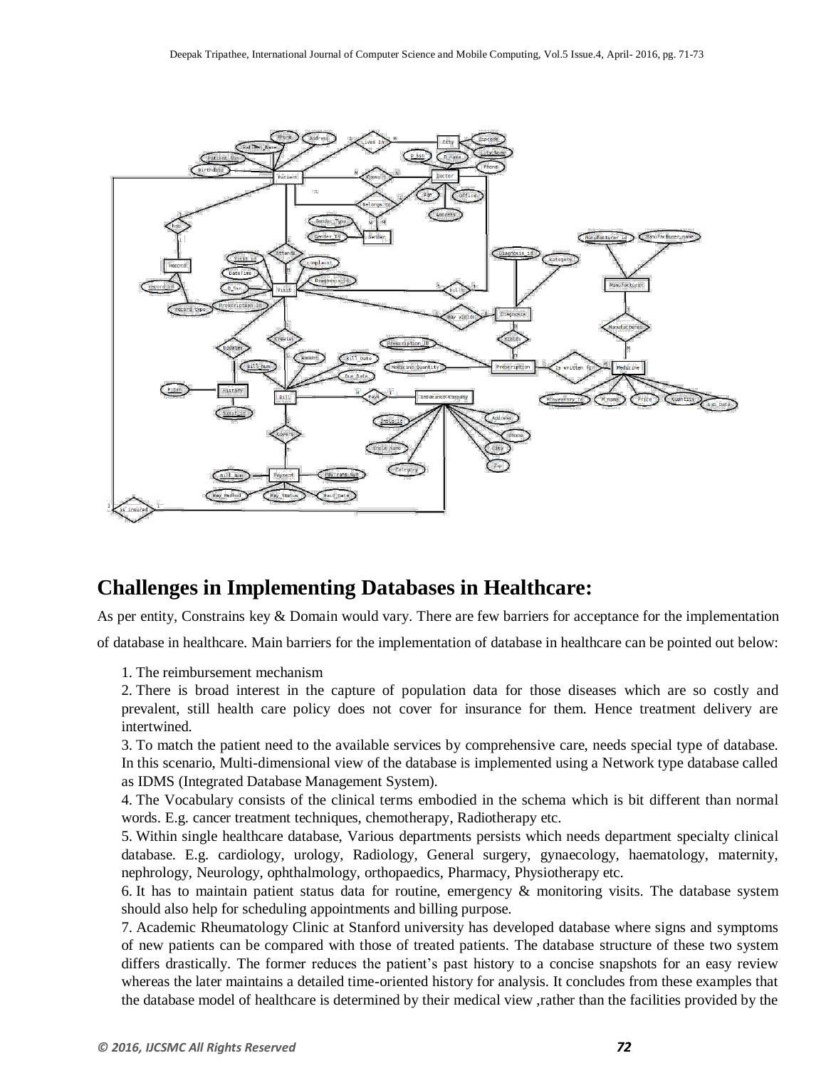## Challenges in Implementing Databases in Healthcare:

As per entity, Constrains key & Domain would vary. There are few barriers for acceptance for the implementation of database in healthcare. Main barriers for the implementation of database in healthcare can be pointed out below:

1. The reimbursement mechanism
2. There is broad interest in the capture of population data for those diseases which are so costly and prevalent, still health care policy does not cover for insurance for them. Hence treatment delivery are intertwined.
3. To match the patient need to the available services by comprehensive care, needs special type of database. In this scenario, Multi-dimensional view of the database is implemented using a Network type database called as IDMS (Integrated Database Management System).
4. The Vocabulary consists of the clinical terms embodied in the schema which is bit different than normal words. E.g. cancer treatment techniques, chemotherapy, Radiotherapy etc.
5. Within single healthcare database, Various departments persists which needs department specialty clinical database. E.g. cardiology, urology, Radiology, General surgery, gynaecology, haematology, maternity, nephrology, Neurology, ophthalmology, orthopaedics, Pharmacy, Physiotherapy etc.
6. It has to maintain patient status data for routine, emergency & monitoring visits. The database system should also help for scheduling appointments and billing purpose.
7. Academic Rheumatology Clinic at Stanford university has developed database where signs and symptoms of new patients can be compared with those of treated patients. The database structure of these two system differs drastically. The former reduces the patient's past history to a concise snapshots for an easy review whereas the later maintains a detailed time-oriented history for analysis. It concludes from these examples that the database model of healthcare is determined by their medical view ,rather than the facilities provided by the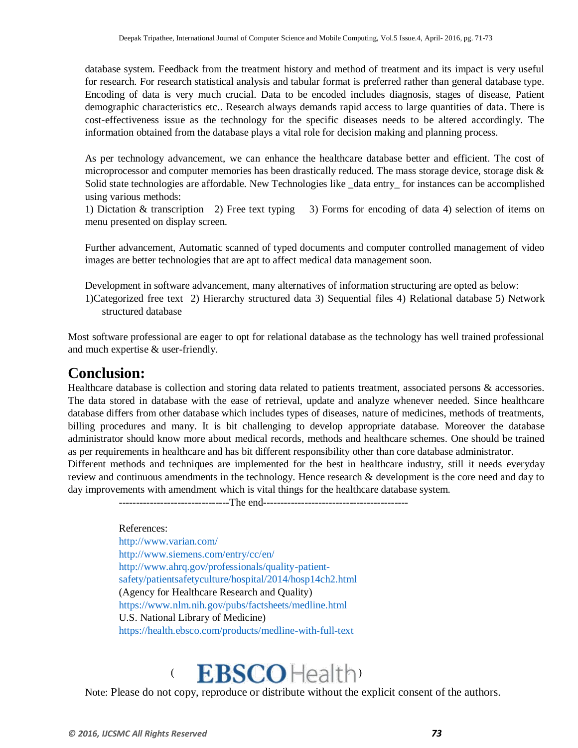database system. Feedback from the treatment history and method of treatment and its impact is very useful for research. For research statistical analysis and tabular format is preferred rather than general database type. Encoding of data is very much crucial. Data to be encoded includes diagnosis, stages of disease, Patient demographic characteristics etc.. Research always demands rapid access to large quantities of data. There is cost-effectiveness issue as the technology for the specific diseases needs to be altered accordingly. The information obtained from the database plays a vital role for decision making and planning process.

As per technology advancement, we can enhance the healthcare database better and efficient. The cost of microprocessor and computer memories has been drastically reduced. The mass storage device, storage disk & Solid state technologies are affordable. New Technologies like _data entry_ for instances can be accomplished using various methods:
1) Dictation & transcription 2) Free text typing 3) Forms for encoding of data 4) selection of items on menu presented on display screen.

Further advancement, Automatic scanned of typed documents and computer controlled management of video images are better technologies that are apt to affect medical data management soon.

Development in software advancement, many alternatives of information structuring are opted as below:
1)Categorized free text 2) Hierarchy structured data 3) Sequential files 4) Relational database 5) Network structured database

Most software professional are eager to opt for relational database as the technology has well trained professional and much expertise & user-friendly.

## Conclusion:

Healthcare database is collection and storing data related to patients treatment, associated persons & accessories. The data stored in database with the ease of retrieval, update and analyze whenever needed. Since healthcare database differs from other database which includes types of diseases, nature of medicines, methods of treatments, billing procedures and many. It is bit challenging to develop appropriate database. Moreover the database administrator should know more about medical records, methods and healthcare schemes. One should be trained as per requirements in healthcare and has bit different responsibility other than core database administrator.
Different methods and techniques are implemented for the best in healthcare industry, still it needs everyday review and continuous amendments in the technology. Hence research & development is the core need and day to day improvements with amendment which is vital things for the healthcare database system.

--------------------------------The end------------------------------------------

References:
http://www.varian.com/
http://www.siemens.com/entry/cc/en/
http://www.ahrq.gov/professionals/quality-patient-safety/patientsafetyculture/hospital/2014/hosp14ch2.html
(Agency for Healthcare Research and Quality)
https://www.nlm.nih.gov/pubs/factsheets/medline.html
U.S. National Library of Medicine)
https://health.ebsco.com/products/medline-with-full-text
( EBSCO Health)

Note: Please do not copy, reproduce or distribute without the explicit consent of the authors.